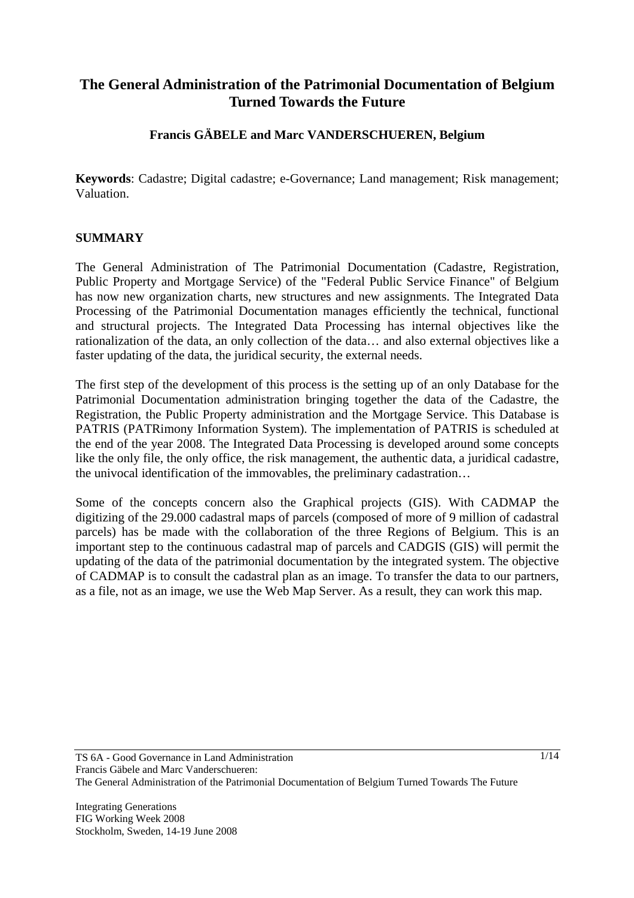# The General Administration of the Patrimonial Documentation of Belgium Turned Towards the Future

**Francis GÄBELE and Marc VANDERSCHUEREN, Belgium**

**Keywords**: Cadastre; Digital cadastre; e-Governance; Land management; Risk management; Valuation.

## SUMMARY

The General Administration of The Patrimonial Documentation (Cadastre, Registration, Public Property and Mortgage Service) of the "Federal Public Service Finance" of Belgium has now new organization charts, new structures and new assignments. The Integrated Data Processing of the Patrimonial Documentation manages efficiently the technical, functional and structural projects. The Integrated Data Processing has internal objectives like the rationalization of the data, an only collection of the data… and also external objectives like a faster updating of the data, the juridical security, the external needs.

The first step of the development of this process is the setting up of an only Database for the Patrimonial Documentation administration bringing together the data of the Cadastre, the Registration, the Public Property administration and the Mortgage Service. This Database is PATRIS (PATRimony Information System). The implementation of PATRIS is scheduled at the end of the year 2008. The Integrated Data Processing is developed around some concepts like the only file, the only office, the risk management, the authentic data, a juridical cadastre, the univocal identification of the immovables, the preliminary cadastration…

Some of the concepts concern also the Graphical projects (GIS). With CADMAP the digitizing of the 29.000 cadastral maps of parcels (composed of more of 9 million of cadastral parcels) has be made with the collaboration of the three Regions of Belgium. This is an important step to the continuous cadastral map of parcels and CADGIS (GIS) will permit the updating of the data of the patrimonial documentation by the integrated system. The objective of CADMAP is to consult the cadastral plan as an image. To transfer the data to our partners, as a file, not as an image, we use the Web Map Server. As a result, they can work this map.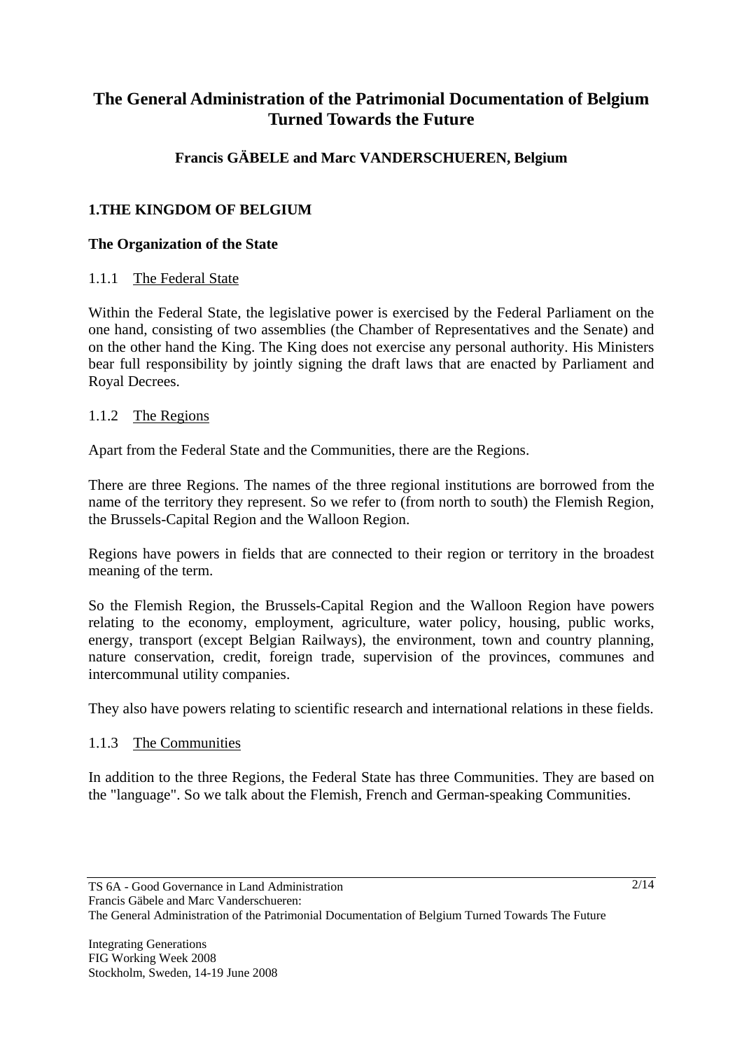# The General Administration of the Patrimonial Documentation of Belgium Turned Towards the Future

**Francis GÄBELE and Marc VANDERSCHUEREN, Belgium**

## 1.THE KINGDOM OF BELGIUM

### The Organization of the State

#### 1.1.1 The Federal State

Within the Federal State, the legislative power is exercised by the Federal Parliament on the one hand, consisting of two assemblies (the Chamber of Representatives and the Senate) and on the other hand the King. The King does not exercise any personal authority. His Ministers bear full responsibility by jointly signing the draft laws that are enacted by Parliament and Royal Decrees.

#### 1.1.2 The Regions

Apart from the Federal State and the Communities, there are the Regions.

There are three Regions. The names of the three regional institutions are borrowed from the name of the territory they represent. So we refer to (from north to south) the Flemish Region, the Brussels-Capital Region and the Walloon Region.

Regions have powers in fields that are connected to their region or territory in the broadest meaning of the term.

So the Flemish Region, the Brussels-Capital Region and the Walloon Region have powers relating to the economy, employment, agriculture, water policy, housing, public works, energy, transport (except Belgian Railways), the environment, town and country planning, nature conservation, credit, foreign trade, supervision of the provinces, communes and intercommunal utility companies.

They also have powers relating to scientific research and international relations in these fields.

#### 1.1.3 The Communities

In addition to the three Regions, the Federal State has three Communities. They are based on the "language". So we talk about the Flemish, French and German-speaking Communities.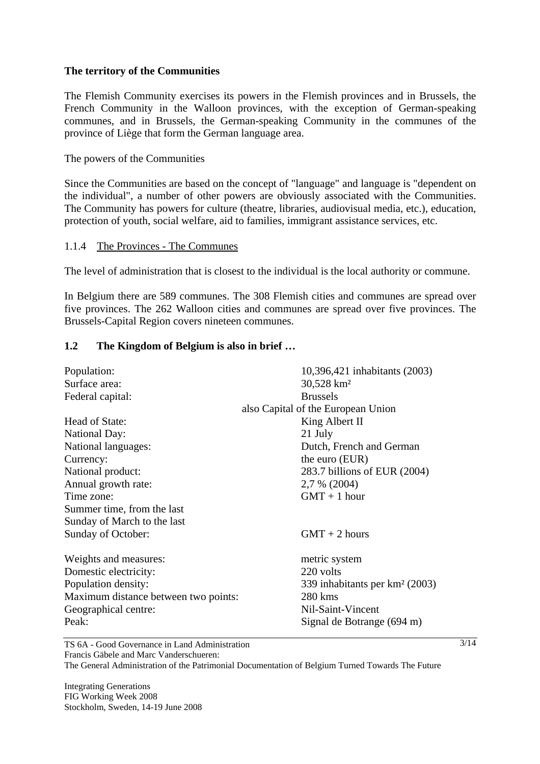**The territory of the Communities**

The Flemish Community exercises its powers in the Flemish provinces and in Brussels, the French Community in the Walloon provinces, with the exception of German-speaking communes, and in Brussels, the German-speaking Community in the communes of the province of Liège that form the German language area.

The powers of the Communities

Since the Communities are based on the concept of "language" and language is "dependent on the individual", a number of other powers are obviously associated with the Communities. The Community has powers for culture (theatre, libraries, audiovisual media, etc.), education, protection of youth, social welfare, aid to families, immigrant assistance services, etc.

### 1.1.4 The Provinces - The Communes

The level of administration that is closest to the individual is the local authority or commune.

In Belgium there are 589 communes. The 308 Flemish cities and communes are spread over five provinces. The 262 Walloon cities and communes are spread over five provinces. The Brussels-Capital Region covers nineteen communes.

## 1.2 The Kingdom of Belgium is also in brief …

| | |
|---|---|
| Population: | 10,396,421 inhabitants (2003) |
| Surface area: | 30,528 km² |
| Federal capital: | Brussels also Capital of the European Union |
| Head of State: | King Albert II |
| National Day: | 21 July |
| National languages: | Dutch, French and German |
| Currency: | the euro (EUR) |
| National product: | 283.7 billions of EUR (2004) |
| Annual growth rate: | 2,7 % (2004) |
| Time zone: | GMT + 1 hour |
| Summer time, from the last Sunday of March to the last Sunday of October: | GMT + 2 hours |
| Weights and measures: | metric system |
| Domestic electricity: | 220 volts |
| Population density: | 339 inhabitants per km² (2003) |
| Maximum distance between two points: | 280 kms |
| Geographical centre: | Nil-Saint-Vincent |
| Peak: | Signal de Botrange (694 m) |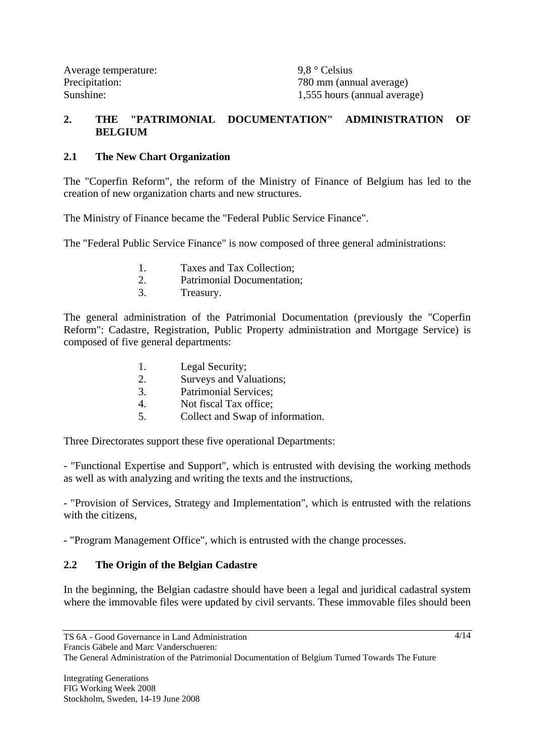| | |
|---|---|
| Average temperature: | 9,8 ° Celsius |
| Precipitation: | 780 mm (annual average) |
| Sunshine: | 1,555 hours (annual average) |

## 2. THE "PATRIMONIAL DOCUMENTATION" ADMINISTRATION OF BELGIUM

### 2.1 The New Chart Organization

The "Coperfin Reform", the reform of the Ministry of Finance of Belgium has led to the creation of new organization charts and new structures.

The Ministry of Finance became the "Federal Public Service Finance".

The "Federal Public Service Finance" is now composed of three general administrations:

1. Taxes and Tax Collection;
2. Patrimonial Documentation;
3. Treasury.

The general administration of the Patrimonial Documentation (previously the "Coperfin Reform": Cadastre, Registration, Public Property administration and Mortgage Service) is composed of five general departments:

1. Legal Security;
2. Surveys and Valuations;
3. Patrimonial Services;
4. Not fiscal Tax office;
5. Collect and Swap of information.

Three Directorates support these five operational Departments:

- "Functional Expertise and Support", which is entrusted with devising the working methods as well as with analyzing and writing the texts and the instructions,

- "Provision of Services, Strategy and Implementation", which is entrusted with the relations with the citizens,

- "Program Management Office", which is entrusted with the change processes.

### 2.2 The Origin of the Belgian Cadastre

In the beginning, the Belgian cadastre should have been a legal and juridical cadastral system where the immovable files were updated by civil servants. These immovable files should been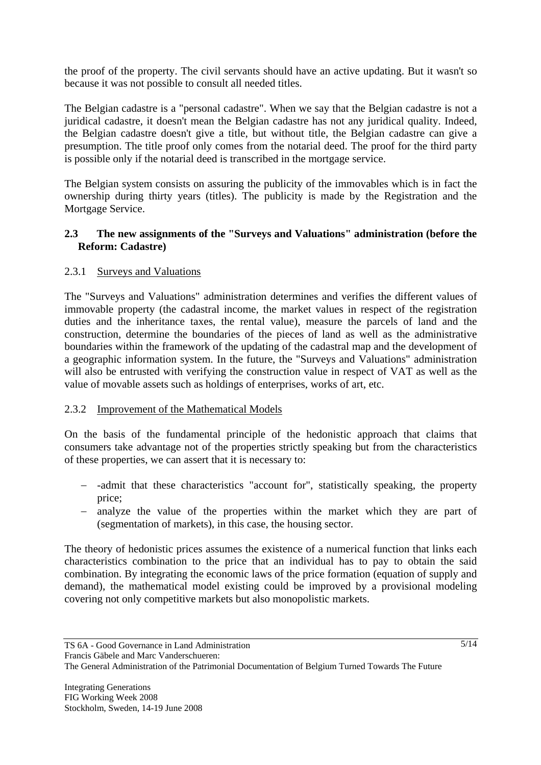the proof of the property. The civil servants should have an active updating. But it wasn't so because it was not possible to consult all needed titles.

The Belgian cadastre is a "personal cadastre". When we say that the Belgian cadastre is not a juridical cadastre, it doesn't mean the Belgian cadastre has not any juridical quality. Indeed, the Belgian cadastre doesn't give a title, but without title, the Belgian cadastre can give a presumption. The title proof only comes from the notarial deed. The proof for the third party is possible only if the notarial deed is transcribed in the mortgage service.

The Belgian system consists on assuring the publicity of the immovables which is in fact the ownership during thirty years (titles). The publicity is made by the Registration and the Mortgage Service.

### 2.3 The new assignments of the "Surveys and Valuations" administration (before the Reform: Cadastre)

#### 2.3.1 Surveys and Valuations

The "Surveys and Valuations" administration determines and verifies the different values of immovable property (the cadastral income, the market values in respect of the registration duties and the inheritance taxes, the rental value), measure the parcels of land and the construction, determine the boundaries of the pieces of land as well as the administrative boundaries within the framework of the updating of the cadastral map and the development of a geographic information system. In the future, the "Surveys and Valuations" administration will also be entrusted with verifying the construction value in respect of VAT as well as the value of movable assets such as holdings of enterprises, works of art, etc.

#### 2.3.2 Improvement of the Mathematical Models

On the basis of the fundamental principle of the hedonistic approach that claims that consumers take advantage not of the properties strictly speaking but from the characteristics of these properties, we can assert that it is necessary to:

- -admit that these characteristics "account for", statistically speaking, the property price;
- analyze the value of the properties within the market which they are part of (segmentation of markets), in this case, the housing sector.

The theory of hedonistic prices assumes the existence of a numerical function that links each characteristics combination to the price that an individual has to pay to obtain the said combination. By integrating the economic laws of the price formation (equation of supply and demand), the mathematical model existing could be improved by a provisional modeling covering not only competitive markets but also monopolistic markets.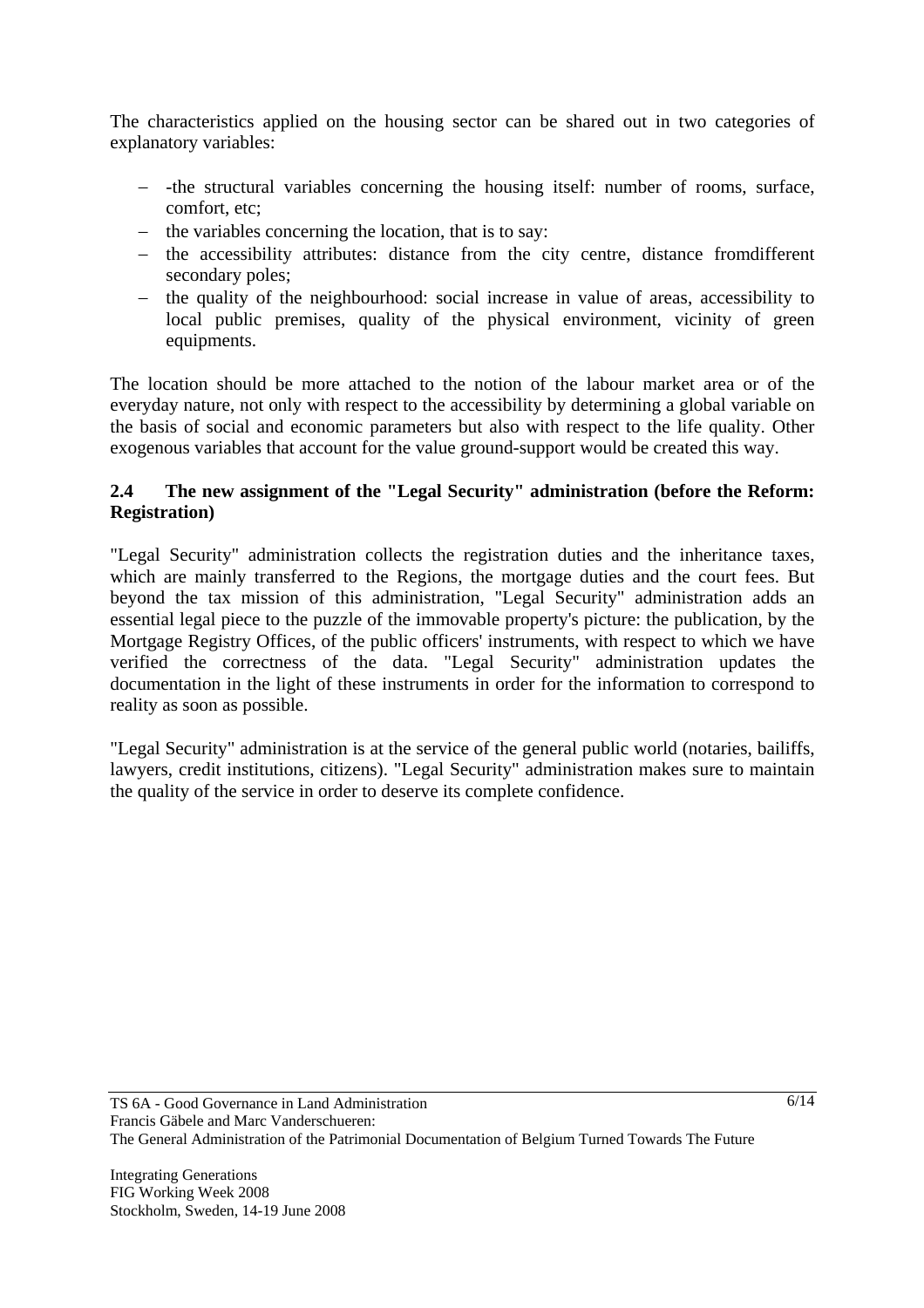The characteristics applied on the housing sector can be shared out in two categories of explanatory variables:

- -the structural variables concerning the housing itself: number of rooms, surface, comfort, etc;
- the variables concerning the location, that is to say:
- the accessibility attributes: distance from the city centre, distance fromdifferent secondary poles;
- the quality of the neighbourhood: social increase in value of areas, accessibility to local public premises, quality of the physical environment, vicinity of green equipments.

The location should be more attached to the notion of the labour market area or of the everyday nature, not only with respect to the accessibility by determining a global variable on the basis of social and economic parameters but also with respect to the life quality. Other exogenous variables that account for the value ground-support would be created this way.

## 2.4 The new assignment of the "Legal Security" administration (before the Reform: Registration)

"Legal Security" administration collects the registration duties and the inheritance taxes, which are mainly transferred to the Regions, the mortgage duties and the court fees. But beyond the tax mission of this administration, "Legal Security" administration adds an essential legal piece to the puzzle of the immovable property's picture: the publication, by the Mortgage Registry Offices, of the public officers' instruments, with respect to which we have verified the correctness of the data. "Legal Security" administration updates the documentation in the light of these instruments in order for the information to correspond to reality as soon as possible.

"Legal Security" administration is at the service of the general public world (notaries, bailiffs, lawyers, credit institutions, citizens). "Legal Security" administration makes sure to maintain the quality of the service in order to deserve its complete confidence.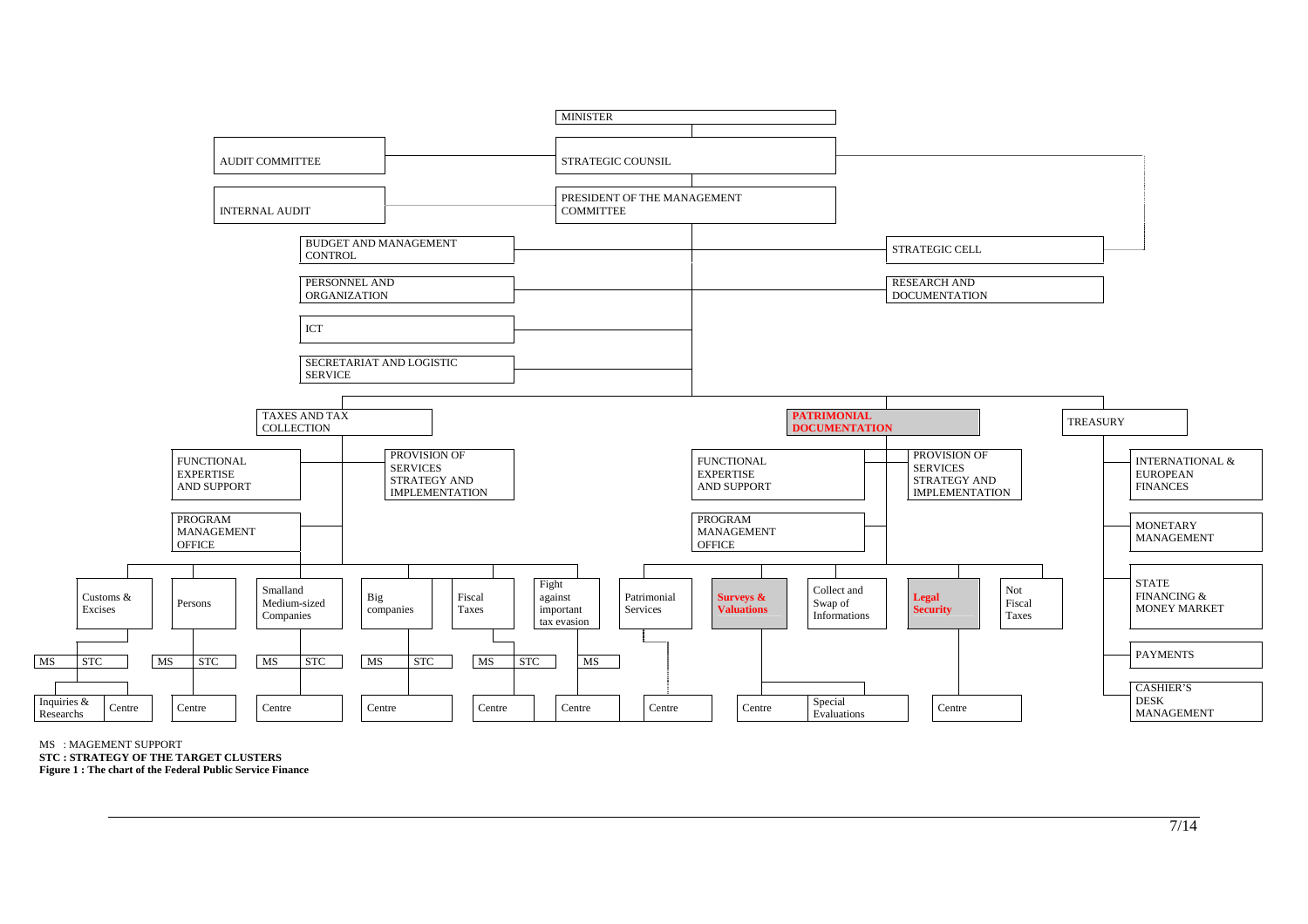MINISTER

STRATEGIC COUNSIL

AUDIT COMMITTEE

INTERNAL AUDIT

PRESIDENT OF THE MANAGEMENT COMMITTEE

BUDGET AND MANAGEMENT CONTROL

PERSONNEL AND ORGANIZATION

ICT

SECRETARIAT AND LOGISTIC SERVICE

STRATEGIC CELL

RESEARCH AND DOCUMENTATION

TAXES AND TAX COLLECTION

- FUNCTIONAL EXPERTISE AND SUPPORT
- PROGRAM MANAGEMENT OFFICE
- PROVISION OF SERVICES STRATEGY AND IMPLEMENTATION
- Customs & Excises
- Persons
- Smalland Medium-sized Companies
- Big companies
- Fiscal Taxes
- Fight against important tax evasion

MS | STC | MS | STC | MS | STC | MS | STC | MS | STC | MS

Inquiries & Researchs | Centre | Centre | Centre | Centre | Centre | Centre

**PATRIMONIAL DOCUMENTATION**

- FUNCTIONAL EXPERTISE AND SUPPORT
- PROGRAM MANAGEMENT OFFICE
- PROVISION OF SERVICES STRATEGY AND IMPLEMENTATION
- Patrimonial Services
- **Surveys & Valuations**
- Collect and Swap of Informations
- **Legal Security**
- Not Fiscal Taxes

Centre | Centre | Special Evaluations | Centre

TREASURY

- INTERNATIONAL & EUROPEAN FINANCES
- MONETARY MANAGEMENT
- STATE FINANCING & MONEY MARKET
- PAYMENTS
- CASHIER'S DESK MANAGEMENT

MS : MAGEMENT SUPPORT

**STC : STRATEGY OF THE TARGET CLUSTERS**

**Figure 1 : The chart of the Federal Public Service Finance**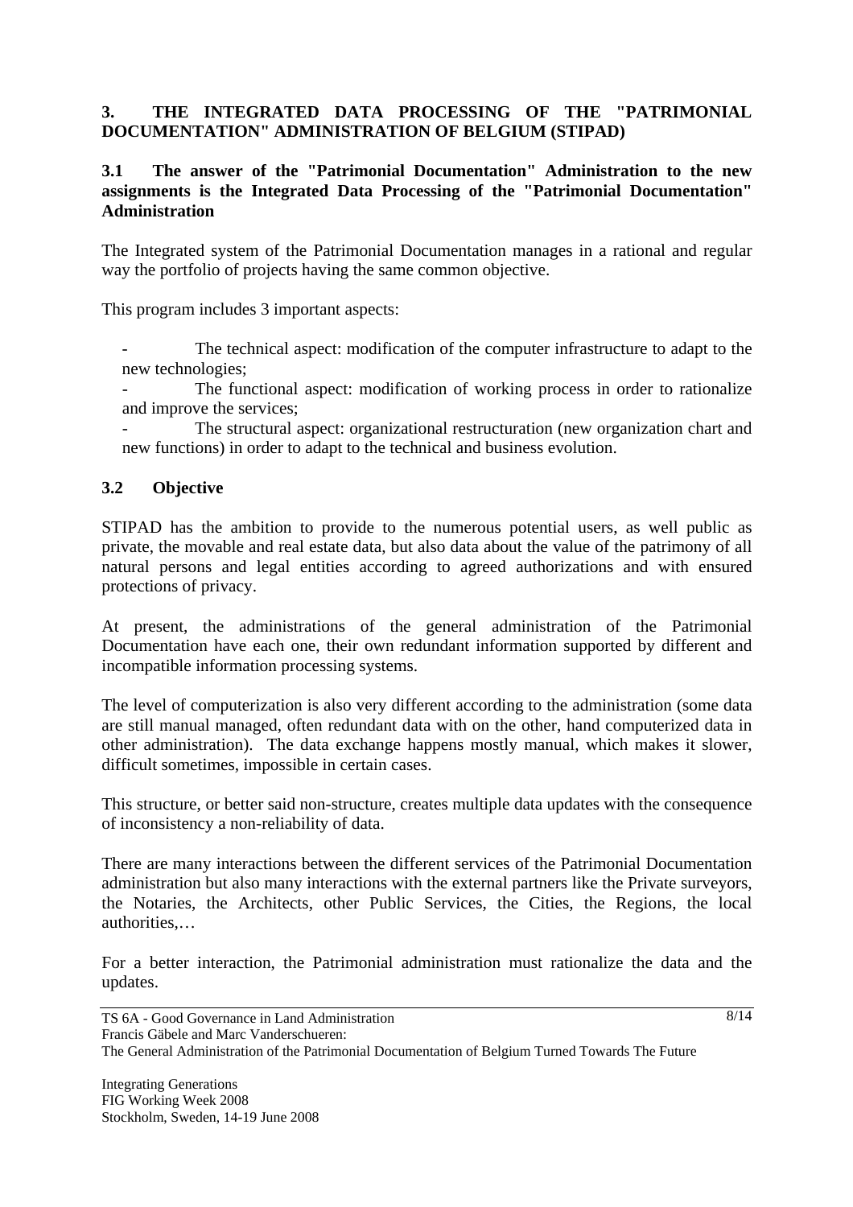## 3. THE INTEGRATED DATA PROCESSING OF THE "PATRIMONIAL DOCUMENTATION" ADMINISTRATION OF BELGIUM (STIPAD)

### 3.1 The answer of the "Patrimonial Documentation" Administration to the new assignments is the Integrated Data Processing of the "Patrimonial Documentation" Administration

The Integrated system of the Patrimonial Documentation manages in a rational and regular way the portfolio of projects having the same common objective.

This program includes 3 important aspects:

- The technical aspect: modification of the computer infrastructure to adapt to the new technologies;
- The functional aspect: modification of working process in order to rationalize and improve the services;
- The structural aspect: organizational restructuration (new organization chart and new functions) in order to adapt to the technical and business evolution.

### 3.2 Objective

STIPAD has the ambition to provide to the numerous potential users, as well public as private, the movable and real estate data, but also data about the value of the patrimony of all natural persons and legal entities according to agreed authorizations and with ensured protections of privacy.

At present, the administrations of the general administration of the Patrimonial Documentation have each one, their own redundant information supported by different and incompatible information processing systems.

The level of computerization is also very different according to the administration (some data are still manual managed, often redundant data with on the other, hand computerized data in other administration). The data exchange happens mostly manual, which makes it slower, difficult sometimes, impossible in certain cases.

This structure, or better said non-structure, creates multiple data updates with the consequence of inconsistency a non-reliability of data.

There are many interactions between the different services of the Patrimonial Documentation administration but also many interactions with the external partners like the Private surveyors, the Notaries, the Architects, other Public Services, the Cities, the Regions, the local authorities,…

For a better interaction, the Patrimonial administration must rationalize the data and the updates.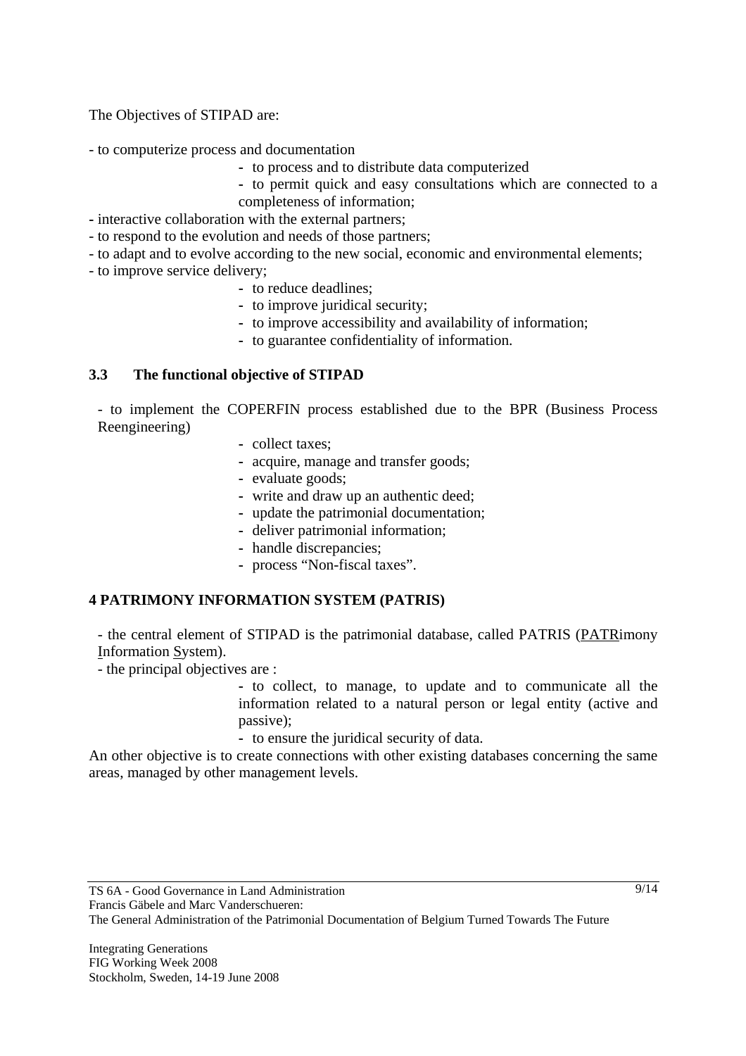The Objectives of STIPAD are:

- to computerize process and documentation
    - to process and to distribute data computerized
    - to permit quick and easy consultations which are connected to a completeness of information;
- interactive collaboration with the external partners;
- to respond to the evolution and needs of those partners;
- to adapt and to evolve according to the new social, economic and environmental elements;
- to improve service delivery;
    - to reduce deadlines;
    - to improve juridical security;
    - to improve accessibility and availability of information;
    - to guarantee confidentiality of information.

### 3.3 The functional objective of STIPAD

- to implement the COPERFIN process established due to the BPR (Business Process Reengineering)
    - collect taxes;
    - acquire, manage and transfer goods;
    - evaluate goods;
    - write and draw up an authentic deed;
    - update the patrimonial documentation;
    - deliver patrimonial information;
    - handle discrepancies;
    - process "Non-fiscal taxes".

## 4 PATRIMONY INFORMATION SYSTEM (PATRIS)

- the central element of STIPAD is the patrimonial database, called PATRIS (PATRimony Information System).
- the principal objectives are :
    - to collect, to manage, to update and to communicate all the information related to a natural person or legal entity (active and passive);
    - to ensure the juridical security of data.

An other objective is to create connections with other existing databases concerning the same areas, managed by other management levels.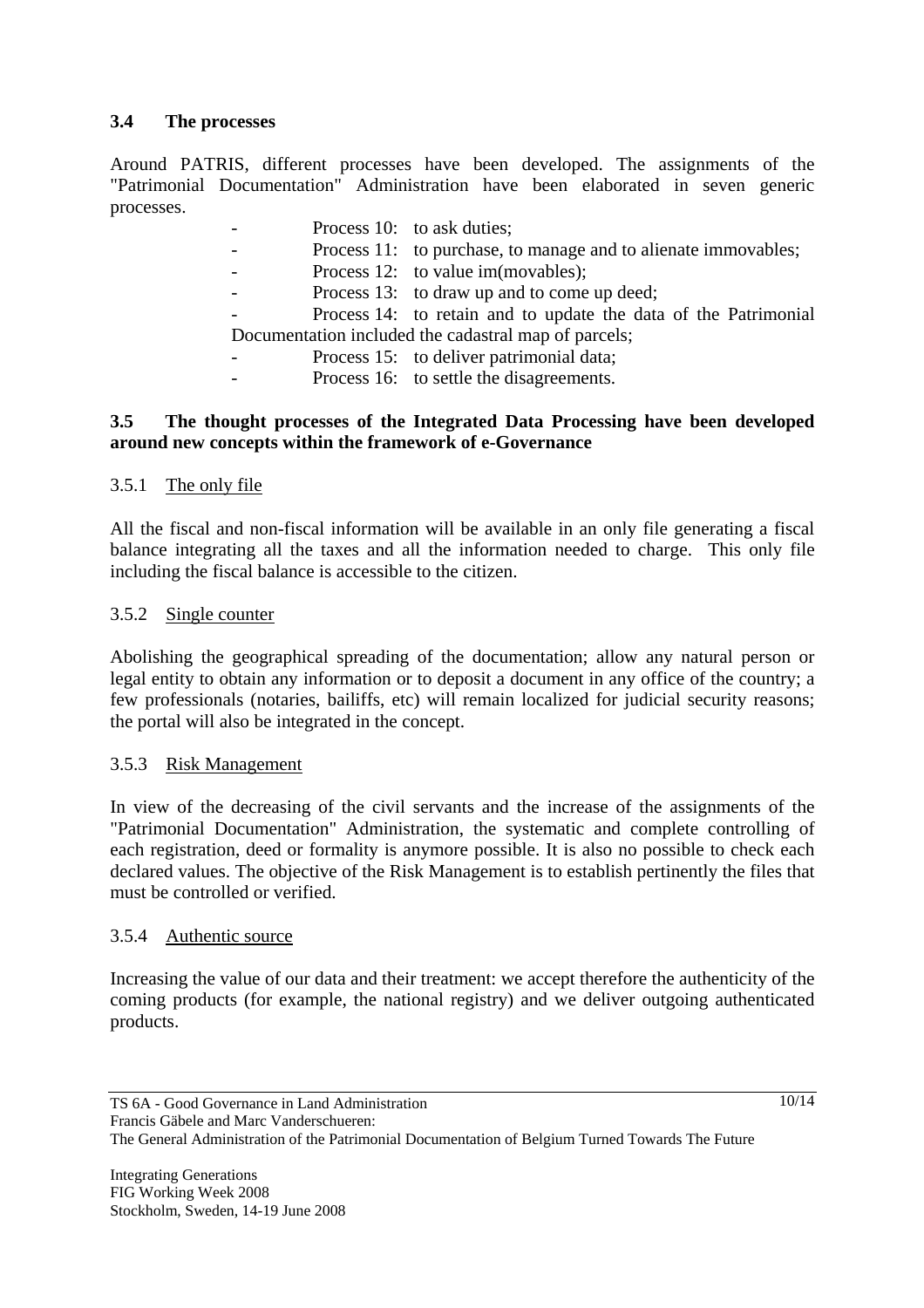### 3.4 The processes

Around PATRIS, different processes have been developed. The assignments of the "Patrimonial Documentation" Administration have been elaborated in seven generic processes.

- Process 10: to ask duties;
- Process 11: to purchase, to manage and to alienate immovables;
- Process 12: to value im(movables);
- Process 13: to draw up and to come up deed;
- Process 14: to retain and to update the data of the Patrimonial Documentation included the cadastral map of parcels;
- Process 15: to deliver patrimonial data;
- Process 16: to settle the disagreements.

### 3.5 The thought processes of the Integrated Data Processing have been developed around new concepts within the framework of e-Governance

#### 3.5.1 The only file

All the fiscal and non-fiscal information will be available in an only file generating a fiscal balance integrating all the taxes and all the information needed to charge. This only file including the fiscal balance is accessible to the citizen.

#### 3.5.2 Single counter

Abolishing the geographical spreading of the documentation; allow any natural person or legal entity to obtain any information or to deposit a document in any office of the country; a few professionals (notaries, bailiffs, etc) will remain localized for judicial security reasons; the portal will also be integrated in the concept.

#### 3.5.3 Risk Management

In view of the decreasing of the civil servants and the increase of the assignments of the "Patrimonial Documentation" Administration, the systematic and complete controlling of each registration, deed or formality is anymore possible. It is also no possible to check each declared values. The objective of the Risk Management is to establish pertinently the files that must be controlled or verified.

#### 3.5.4 Authentic source

Increasing the value of our data and their treatment: we accept therefore the authenticity of the coming products (for example, the national registry) and we deliver outgoing authenticated products.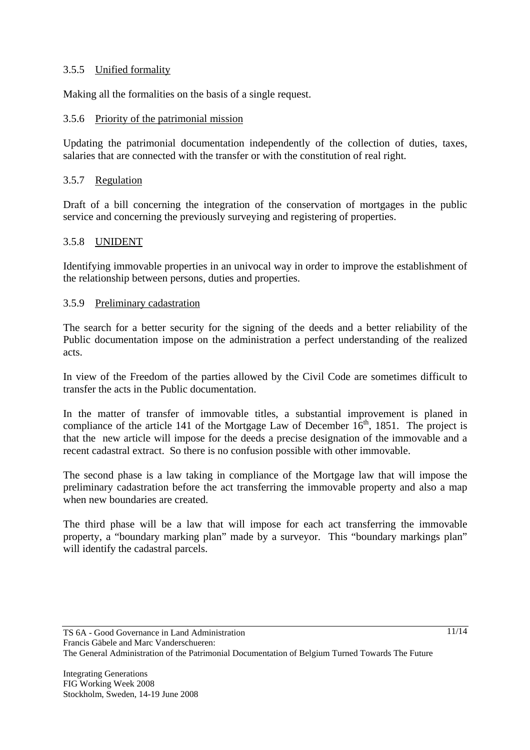### 3.5.5 Unified formality

Making all the formalities on the basis of a single request.

### 3.5.6 Priority of the patrimonial mission

Updating the patrimonial documentation independently of the collection of duties, taxes, salaries that are connected with the transfer or with the constitution of real right.

### 3.5.7 Regulation

Draft of a bill concerning the integration of the conservation of mortgages in the public service and concerning the previously surveying and registering of properties.

### 3.5.8 UNIDENT

Identifying immovable properties in an univocal way in order to improve the establishment of the relationship between persons, duties and properties.

### 3.5.9 Preliminary cadastration

The search for a better security for the signing of the deeds and a better reliability of the Public documentation impose on the administration a perfect understanding of the realized acts.

In view of the Freedom of the parties allowed by the Civil Code are sometimes difficult to transfer the acts in the Public documentation.

In the matter of transfer of immovable titles, a substantial improvement is planed in compliance of the article 141 of the Mortgage Law of December 16th, 1851. The project is that the new article will impose for the deeds a precise designation of the immovable and a recent cadastral extract. So there is no confusion possible with other immovable.

The second phase is a law taking in compliance of the Mortgage law that will impose the preliminary cadastration before the act transferring the immovable property and also a map when new boundaries are created.

The third phase will be a law that will impose for each act transferring the immovable property, a "boundary marking plan" made by a surveyor. This "boundary markings plan" will identify the cadastral parcels.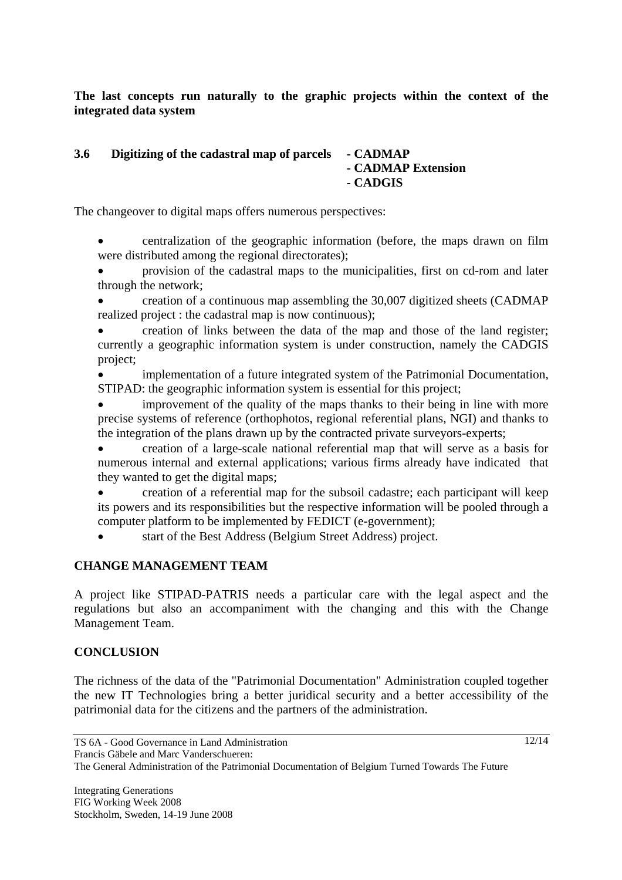**The last concepts run naturally to the graphic projects within the context of the integrated data system**

### 3.6 Digitizing of the cadastral map of parcels - CADMAP - CADMAP Extension - CADGIS

The changeover to digital maps offers numerous perspectives:

- centralization of the geographic information (before, the maps drawn on film were distributed among the regional directorates);
- provision of the cadastral maps to the municipalities, first on cd-rom and later through the network;
- creation of a continuous map assembling the 30,007 digitized sheets (CADMAP realized project : the cadastral map is now continuous);
- creation of links between the data of the map and those of the land register; currently a geographic information system is under construction, namely the CADGIS project;
- implementation of a future integrated system of the Patrimonial Documentation, STIPAD: the geographic information system is essential for this project;
- improvement of the quality of the maps thanks to their being in line with more precise systems of reference (orthophotos, regional referential plans, NGI) and thanks to the integration of the plans drawn up by the contracted private surveyors-experts;
- creation of a large-scale national referential map that will serve as a basis for numerous internal and external applications; various firms already have indicated that they wanted to get the digital maps;
- creation of a referential map for the subsoil cadastre; each participant will keep its powers and its responsibilities but the respective information will be pooled through a computer platform to be implemented by FEDICT (e-government);
- start of the Best Address (Belgium Street Address) project.

## CHANGE MANAGEMENT TEAM

A project like STIPAD-PATRIS needs a particular care with the legal aspect and the regulations but also an accompaniment with the changing and this with the Change Management Team.

## CONCLUSION

The richness of the data of the "Patrimonial Documentation" Administration coupled together the new IT Technologies bring a better juridical security and a better accessibility of the patrimonial data for the citizens and the partners of the administration.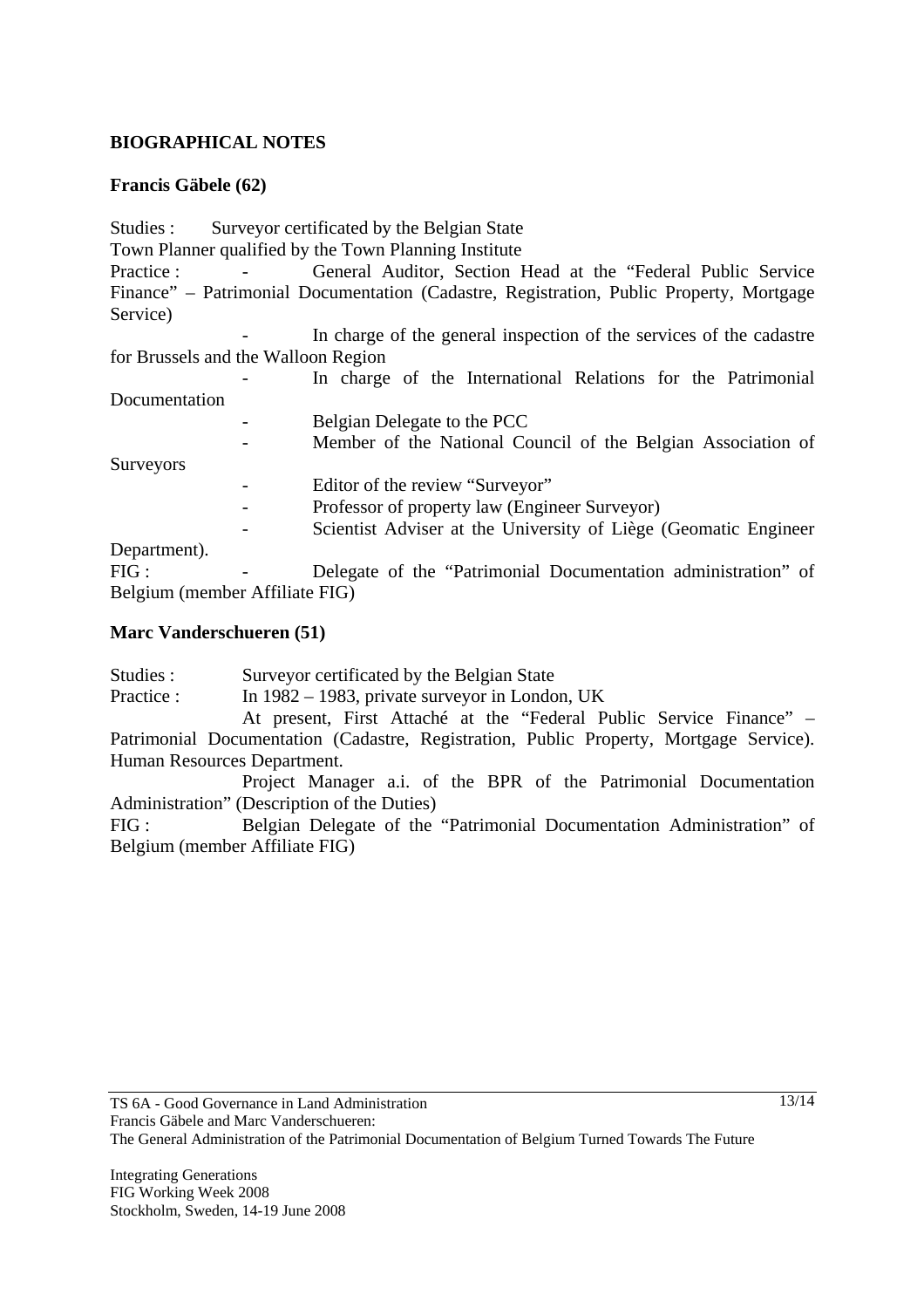## BIOGRAPHICAL NOTES

### Francis Gäbele (62)

Studies : Surveyor certificated by the Belgian State
Town Planner qualified by the Town Planning Institute

Practice :

- General Auditor, Section Head at the "Federal Public Service Finance" – Patrimonial Documentation (Cadastre, Registration, Public Property, Mortgage Service)
- In charge of the general inspection of the services of the cadastre for Brussels and the Walloon Region
- In charge of the International Relations for the Patrimonial Documentation
- Belgian Delegate to the PCC
- Member of the National Council of the Belgian Association of Surveyors
- Editor of the review "Surveyor"
- Professor of property law (Engineer Surveyor)
- Scientist Adviser at the University of Liège (Geomatic Engineer Department).

FIG :

- Delegate of the "Patrimonial Documentation administration" of Belgium (member Affiliate FIG)

### Marc Vanderschueren (51)

Studies : Surveyor certificated by the Belgian State

Practice : In 1982 – 1983, private surveyor in London, UK

At present, First Attaché at the "Federal Public Service Finance" – Patrimonial Documentation (Cadastre, Registration, Public Property, Mortgage Service). Human Resources Department.

Project Manager a.i. of the BPR of the Patrimonial Documentation Administration" (Description of the Duties)

FIG : Belgian Delegate of the "Patrimonial Documentation Administration" of Belgium (member Affiliate FIG)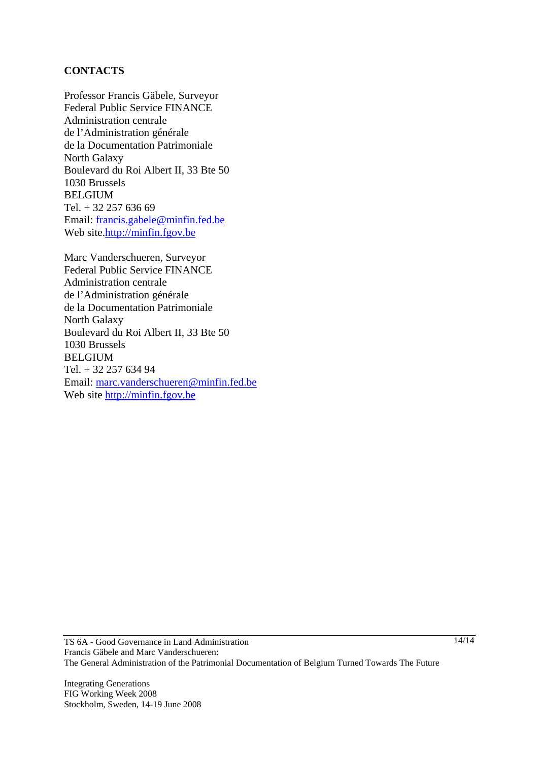**CONTACTS**

Professor Francis Gäbele, Surveyor
Federal Public Service FINANCE
Administration centrale
de l'Administration générale
de la Documentation Patrimoniale
North Galaxy
Boulevard du Roi Albert II, 33 Bte 50
1030 Brussels
BELGIUM
Tel. + 32 257 636 69
Email: francis.gabele@minfin.fed.be
Web site.http://minfin.fgov.be

Marc Vanderschueren, Surveyor
Federal Public Service FINANCE
Administration centrale
de l'Administration générale
de la Documentation Patrimoniale
North Galaxy
Boulevard du Roi Albert II, 33 Bte 50
1030 Brussels
BELGIUM
Tel. + 32 257 634 94
Email: marc.vanderschueren@minfin.fed.be
Web site http://minfin.fgov.be